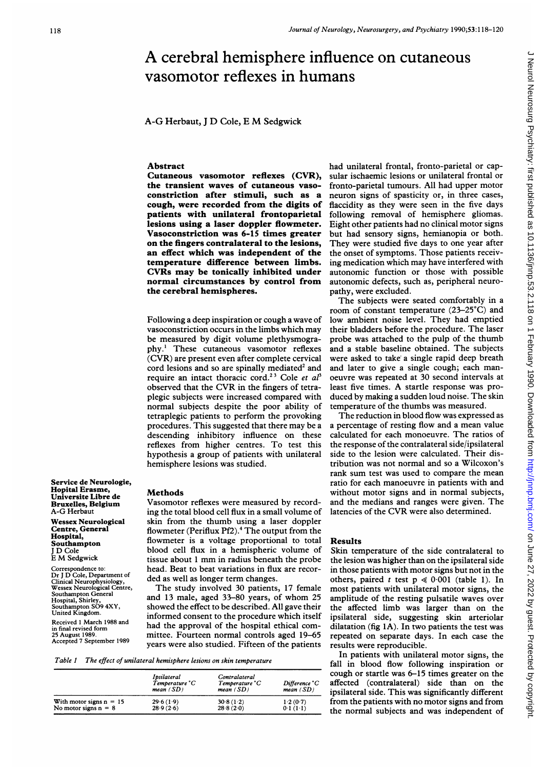# A cerebral hemisphere influence on cutaneous vasomotor reflexes in humans

A-G Herbaut, J D Cole, E M Sedgwick

## Abstract

**Cutaneous vasomotor reflexes (CVR), the transient waves of cutaneous vasoconstriction after stimuli, such as a cough, were recorded from the digits of patients with unilateral frontoparietal lesions using a laser doppler flowmeter. Vasoconstriction was 6-15 times greater on the fingers contralateral to the lesions, an effect which was independent of the temperature difference between limbs. CVRs may be tonically inhibited under normal circumstances by control from the cerebral hemispheres.**

Following a deep inspiration or cough a wave of vasoconstriction occurs in the limbs which may be measured by digit volume plethysmography.[1] These cutaneous vasomotor reflexes (CVR) are present even after complete cervical cord lesions and so are spinally mediated[2] and require an intact thoracic cord.[2,3] Cole *et al*[3] observed that the CVR in the fingers of tetraplegic subjects were increased compared with normal subjects despite the poor ability of tetraplegic patients to perform the provoking procedures. This suggested that there may be a descending inhibitory influence on these reflexes from higher centres. To test this hypothesis a group of patients with unilateral hemisphere lesions was studied.

## Methods

Vasomotor reflexes were measured by recording the total blood cell flux in a small volume of skin from the thumb using a laser doppler flowmeter (Periflux Pf2).[4] The output from the flowmeter is a voltage proportional to total blood cell flux in a hemispheric volume of tissue about 1 mm in radius beneath the probe head. Beat to beat variations in flux are recorded as well as longer term changes.

The study involved 30 patients, 17 female and 13 male, aged 33–80 years, of whom 25 showed the effect to be described. All gave their informed consent to the procedure which itself had the approval of the hospital ethical committee. Fourteen normal controls aged 19–65 years were also studied. Fifteen of the patients had unilateral frontal, fronto-parietal or capsular ischaemic lesions or unilateral frontal or fronto-parietal tumours. All had upper motor neuron signs of spasticity or, in three cases, flaccidity as they were seen in the five days following removal of hemisphere gliomas. Eight other patients had no clinical motor signs but had sensory signs, hemianopia or both. They were studied five days to one year after the onset of symptoms. Those patients receiving medication which may have interfered with autonomic function or those with possible autonomic defects, such as, peripheral neuropathy, were excluded.

The subjects were seated comfortably in a room of constant temperature (23–25°C) and low ambient noise level. They had emptied their bladders before the procedure. The laser probe was attached to the pulp of the thumb and a stable baseline obtained. The subjects were asked to take a single rapid deep breath and later to give a single cough; each manoeuvre was repeated at 30 second intervals at least five times. A startle response was produced by making a sudden loud noise. The skin temperature of the thumbs was measured.

The reduction in blood flow was expressed as a percentage of resting flow and a mean value calculated for each monoeuvre. The ratios of the response of the contralateral side/ipsilateral side to the lesion were calculated. Their distribution was not normal and so a Wilcoxon's rank sum test was used to compare the mean ratio for each manoeuvre in patients with and without motor signs and in normal subjects, and the medians and ranges were given. The latencies of the CVR were also determined.

## Results

Skin temperature of the side contralateral to the lesion was higher than on the ipsilateral side in those patients with motor signs but not in the others, paired $t$ test $p \ll 0.001$ (table 1). In most patients with unilateral motor signs, the amplitude of the resting pulsatile waves over the affected limb was larger than on the ipsilateral side, suggesting skin arteriolar dilatation (fig 1A). In two patients the test was repeated on separate days. In each case the results were reproducible.

In patients with unilateral motor signs, the fall in blood flow following inspiration or cough or startle was 6–15 times greater on the affected (contralateral) side than on the ipsilateral side. This was significantly different from the patients with no motor signs and from the normal subjects and was independent of

*Table 1 The effect of unilateral hemisphere lesions on skin temperature*

| | Ipsilateral Temperature °C mean (SD) | Contralateral Temperature °C mean (SD) | Difference °C mean (SD) |
|---|---|---|---|
| With motor signs n = 15 | 29·6 (1·9) | 30·8 (1·2) | 1·2 (0·7) |
| No motor signs n = 8 | 28·9 (2·6) | 28·8 (2·0) | 0·1 (1·1) |

**Service de Neurologie, Hopital Erasme, Universite Libre de Bruxelles, Belgium**
A-G Herbaut

**Wessex Neurological Centre, General Hospital, Southampton**
J D Cole
E M Sedgwick

Correspondence to: Dr J D Cole, Department of Clinical Neurophysiology, Wessex Neurological Centre, Southampton General Hospital, Shirley, Southampton SO9 4XY, United Kingdom.

Received 1 March 1988 and in final revised form 25 August 1989.
Accepted 7 September 1989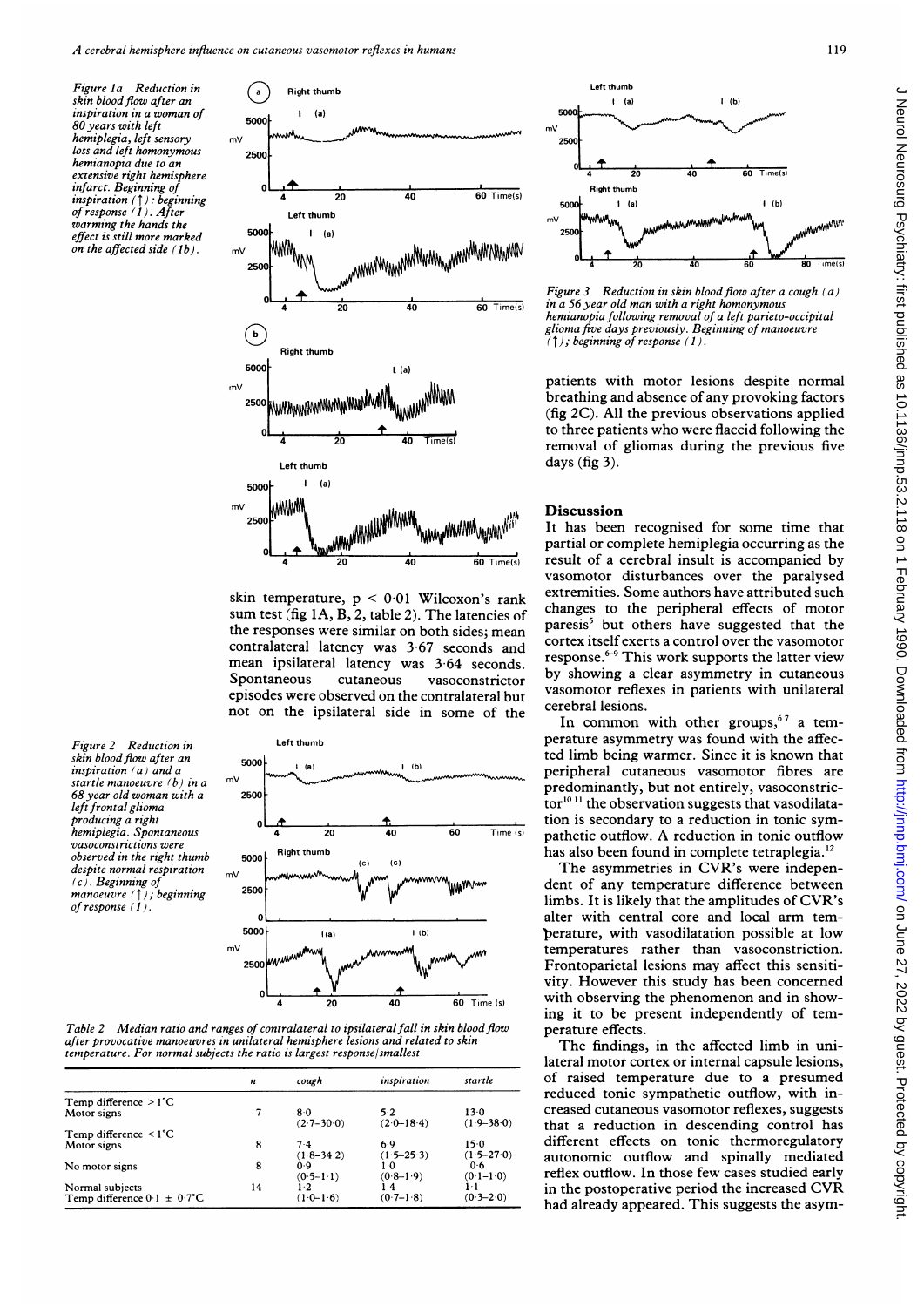Figure 1a Reduction in skin blood flow after an inspiration in a woman of 80 years with left hemiplegia, left sensory loss and left homonymous hemianopia due to an extensive right hemisphere infarct. Beginning of inspiration (↑): beginning of response (I). After warming the hands the effect is still more marked on the affected side (1b).

skin temperature, $p < 0.01$ Wilcoxon's rank sum test (fig 1A, B, 2, table 2). The latencies of the responses were similar on both sides; mean contralateral latency was 3·67 seconds and mean ipsilateral latency was 3·64 seconds. Spontaneous cutaneous vasoconstrictor episodes were observed on the contralateral but not on the ipsilateral side in some of the patients with motor lesions despite normal breathing and absence of any provoking factors (fig 2C). All the previous observations applied to three patients who were flaccid following the removal of gliomas during the previous five days (fig 3).

Figure 2 Reduction in skin blood flow after an inspiration (a) and a startle manoeuvre (b) in a 68 year old woman with a left frontal glioma producing a right hemiplegia. Spontaneous vasoconstrictions were observed in the right thumb despite normal respiration (c). Beginning of manoeuvre (↑); beginning of response (I).

Figure 3 Reduction in skin blood flow after a cough (a) in a 56 year old man with a right homonymous hemianopia following removal of a left parieto-occipital glioma five days previously. Beginning of manoeuvre (↑); beginning of response (I).

Table 2 Median ratio and ranges of contralateral to ipsilateral fall in skin blood flow after provocative manoeuvres in unilateral hemisphere lesions and related to skin temperature. For normal subjects the ratio is largest response/smallest

| | n | cough | inspiration | startle |
|---|---|---|---|---|
| Temp difference > 1°C | | | | |
| Motor signs | 7 | 8·0 (2·7–30·0) | 5·2 (2·0–18·4) | 13·0 (1·9–38·0) |
| Temp difference < 1°C | | | | |
| Motor signs | 8 | 7·4 (1·8–34·2) | 6·9 (1·5–25·3) | 15·0 (1·5–27·0) |
| No motor signs | 8 | 0·9 (0·5–1·1) | 1·0 (0·8–1·9) | 0·6 (0·1–1·0) |
| Normal subjects | 14 | 1·2 (1·0–1·6) | 1·4 (0·7–1·8) | 1·1 (0·3–2·0) |
| Temp difference 0·1 ± 0·7°C | | | | |

## Discussion

It has been recognised for some time that partial or complete hemiplegia occurring as the result of a cerebral insult is accompanied by vasomotor disturbances over the paralysed extremities. Some authors have attributed such changes to the peripheral effects of motor paresis[5] but others have suggested that the cortex itself exerts a control over the vasomotor response.[6-9] This work supports the latter view by showing a clear asymmetry in cutaneous vasomotor reflexes in patients with unilateral cerebral lesions.

In common with other groups,[6 7] a temperature asymmetry was found with the affected limb being warmer. Since it is known that peripheral cutaneous vasomotor fibres are predominantly, but not entirely, vasoconstrictor[10 11] the observation suggests that vasodilatation is secondary to a reduction in tonic sympathetic outflow. A reduction in tonic outflow has also been found in complete tetraplegia.[12]

The asymmetries in CVR's were independent of any temperature difference between limbs. It is likely that the amplitudes of CVR's alter with central core and local arm temperature, with vasodilatation possible at low temperatures rather than vasoconstriction. Frontoparietal lesions may affect this sensitivity. However this study has been concerned with observing the phenomenon and in showing it to be present independently of temperature effects.

The findings, in the affected limb in unilateral motor cortex or internal capsule lesions, of raised temperature due to a presumed reduced tonic sympathetic outflow, with increased cutaneous vasomotor reflexes, suggests that a reduction in descending control has different effects on tonic thermoregulatory autonomic outflow and spinally mediated reflex outflow. In those few cases studied early in the postoperative period the increased CVR had already appeared. This suggests the asym-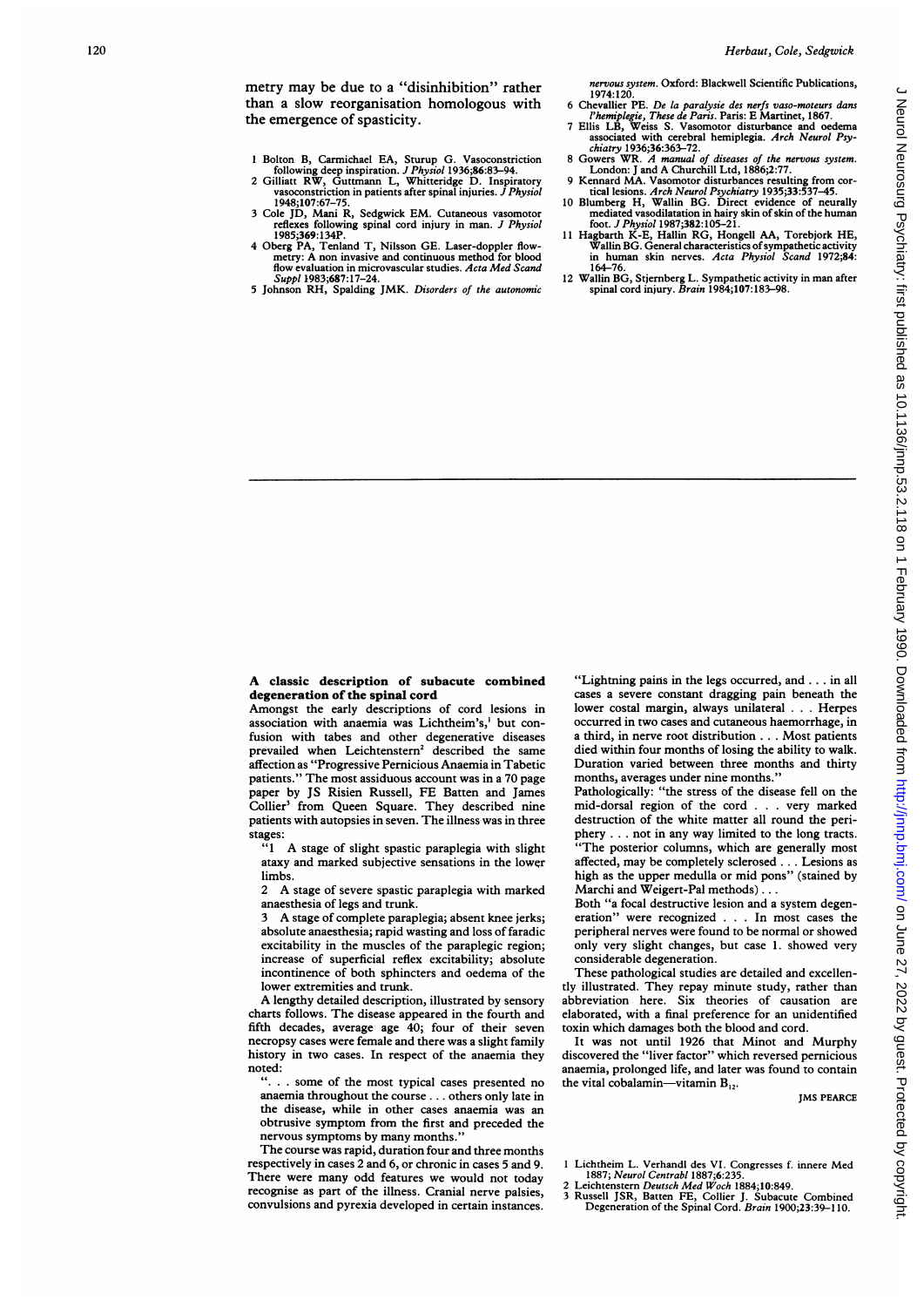metry may be due to a "disinhibition" rather than a slow reorganisation homologous with the emergence of spasticity.

1 Bolton B, Carmichael EA, Sturup G. Vasoconstriction following deep inspiration. *J Physiol* 1936;**86**:83–94.
2 Gilliatt RW, Guttmann L, Whitteridge D. Inspiratory vasoconstriction in patients after spinal injuries. *J Physiol* 1948;**107**:67–75.
3 Cole JD, Mani R, Sedgwick EM. Cutaneous vasomotor reflexes following spinal cord injury in man. *J Physiol* 1985;**369**:134P.
4 Oberg PA, Tenland T, Nilsson GE. Laser-doppler flowmetry: A non invasive and continuous method for blood flow evaluation in microvascular studies. *Acta Med Scand Suppl* 1983;**687**:17–24.
5 Johnson RH, Spalding JMK. *Disorders of the autonomic nervous system*. Oxford: Blackwell Scientific Publications, 1974:120.
6 Chevallier PE. *De la paralysie des nerfs vaso-moteurs dans l'hemiplegie, These de Paris*. Paris: E Martinet, 1867.
7 Ellis LB, Weiss S. Vasomotor disturbance and oedema associated with cerebral hemiplegia. *Arch Neurol Psychiatry* 1936;**36**:363–72.
8 Gowers WR. *A manual of diseases of the nervous system*. London: J and A Churchill Ltd, 1886;**2**:77.
9 Kennard MA. Vasomotor disturbances resulting from cortical lesions. *Arch Neurol Psychiatry* 1935;**33**:537–45.
10 Blumberg H, Wallin BG. Direct evidence of neurally mediated vasodilatation in hairy skin of skin of the human foot. *J Physiol* 1987;**382**:105–21.
11 Hagbarth K-E, Hallin RG, Hongell AA, Torebjork HE, Wallin BG. General characteristics of sympathetic activity in human skin nerves. *Acta Physiol Scand* 1972;**84**:164–76.
12 Wallin BG, Stjernberg L. Sympathetic activity in man after spinal cord injury. *Brain* 1984;**107**:183–98.

---

**A classic description of subacute combined degeneration of the spinal cord**

Amongst the early descriptions of cord lesions in association with anaemia was Lichtheim's,[1] but confusion with tabes and other degenerative diseases prevailed when Leichtenstern[2] described the same affection as "Progressive Pernicious Anaemia in Tabetic patients." The most assiduous account was in a 70 page paper by JS Risien Russell, FE Batten and James Collier[3] from Queen Square. They described nine patients with autopsies in seven. The illness was in three stages:

"1 A stage of slight spastic paraplegia with slight ataxy and marked subjective sensations in the lower limbs.

2 A stage of severe spastic paraplegia with marked anaesthesia of legs and trunk.

3 A stage of complete paraplegia; absent knee jerks; absolute anaesthesia; rapid wasting and loss of faradic excitability in the muscles of the paraplegic region; increase of superficial reflex excitability; absolute incontinence of both sphincters and oedema of the lower extremities and trunk.

A lengthy detailed description, illustrated by sensory charts follows. The disease appeared in the fourth and fifth decades, average age 40; four of their seven necropsy cases were female and there was a slight family history in two cases. In respect of the anaemia they noted:

". . . some of the most typical cases presented no anaemia throughout the course . . . others only late in the disease, while in other cases anaemia was an obtrusive symptom from the first and preceded the nervous symptoms by many months."

The course was rapid, duration four and three months respectively in cases 2 and 6, or chronic in cases 5 and 9. There were many odd features we would not today recognise as part of the illness. Cranial nerve palsies, convulsions and pyrexia developed in certain instances.

"Lightning pains in the legs occurred, and . . . in all cases a severe constant dragging pain beneath the lower costal margin, always unilateral . . . Herpes occurred in two cases and cutaneous haemorrhage, in a third, in nerve root distribution . . . Most patients died within four months of losing the ability to walk. Duration varied between three months and thirty months, averages under nine months."

Pathologically: "the stress of the disease fell on the mid-dorsal region of the cord . . . very marked destruction of the white matter all round the periphery . . . not in any way limited to the long tracts. "The posterior columns, which are generally most affected, may be completely sclerosed . . . Lesions as high as the upper medulla or mid pons" (stained by Marchi and Weigert-Pal methods) . . .

Both "a focal destructive lesion and a system degeneration" were recognized . . . In most cases the peripheral nerves were found to be normal or showed only very slight changes, but case 1. showed very considerable degeneration.

These pathological studies are detailed and excellently illustrated. They repay minute study, rather than abbreviation here. Six theories of causation are elaborated, with a final preference for an unidentified toxin which damages both the blood and cord.

It was not until 1926 that Minot and Murphy discovered the "liver factor" which reversed pernicious anaemia, prolonged life, and later was found to contain the vital cobalamin—vitamin $B_{12}$.

JMS PEARCE

1 Lichtheim L. Verhandl des VI. Congresses f. innere Med 1887; *Neurol Centrabl* 1887;**6**:235.
2 Leichtenstern *Deutsch Med Woch* 1884;**10**:849.
3 Russell JSR, Batten FE, Collier J. Subacute Combined Degeneration of the Spinal Cord. *Brain* 1900;**23**:39–110.